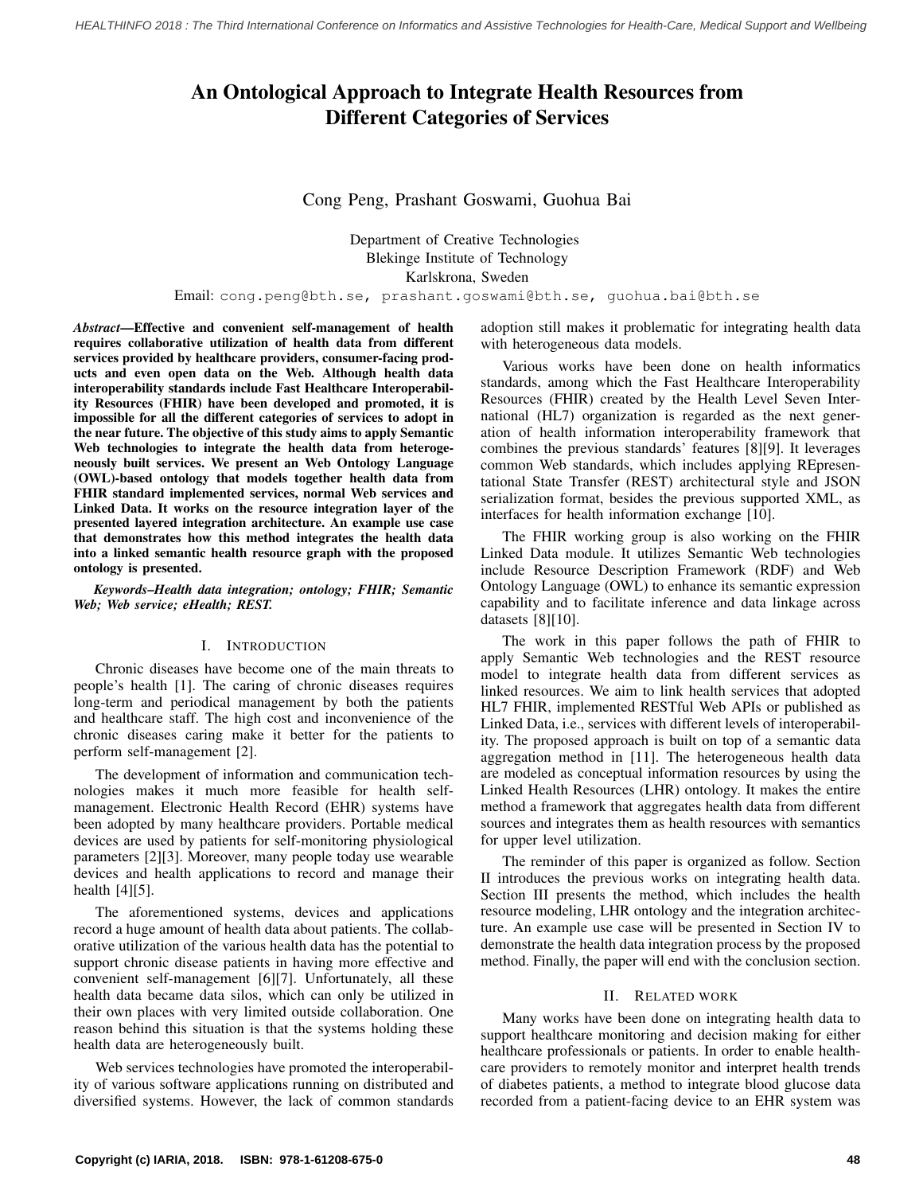# An Ontological Approach to Integrate Health Resources from Different Categories of Services

Cong Peng, Prashant Goswami, Guohua Bai

Department of Creative Technologies
Blekinge Institute of Technology
Karlskrona, Sweden
Email: cong.peng@bth.se, prashant.goswami@bth.se, guohua.bai@bth.se

***Abstract*—Effective and convenient self-management of health requires collaborative utilization of health data from different services provided by healthcare providers, consumer-facing products and even open data on the Web. Although health data interoperability standards include Fast Healthcare Interoperability Resources (FHIR) have been developed and promoted, it is impossible for all the different categories of services to adopt in the near future. The objective of this study aims to apply Semantic Web technologies to integrate the health data from heterogeneously built services. We present an Web Ontology Language (OWL)-based ontology that models together health data from FHIR standard implemented services, normal Web services and Linked Data. It works on the resource integration layer of the presented layered integration architecture. An example use case that demonstrates how this method integrates the health data into a linked semantic health resource graph with the proposed ontology is presented.**

***Keywords*–Health data integration; ontology; FHIR; Semantic Web; Web service; eHealth; REST.**

## I. Introduction

Chronic diseases have become one of the main threats to people's health [1]. The caring of chronic diseases requires long-term and periodical management by both the patients and healthcare staff. The high cost and inconvenience of the chronic diseases caring make it better for the patients to perform self-management [2].

The development of information and communication technologies makes it much more feasible for health self-management. Electronic Health Record (EHR) systems have been adopted by many healthcare providers. Portable medical devices are used by patients for self-monitoring physiological parameters [2][3]. Moreover, many people today use wearable devices and health applications to record and manage their health [4][5].

The aforementioned systems, devices and applications record a huge amount of health data about patients. The collaborative utilization of the various health data has the potential to support chronic disease patients in having more effective and convenient self-management [6][7]. Unfortunately, all these health data became data silos, which can only be utilized in their own places with very limited outside collaboration. One reason behind this situation is that the systems holding these health data are heterogeneously built.

Web services technologies have promoted the interoperability of various software applications running on distributed and diversified systems. However, the lack of common standards adoption still makes it problematic for integrating health data with heterogeneous data models.

Various works have been done on health informatics standards, among which the Fast Healthcare Interoperability Resources (FHIR) created by the Health Level Seven International (HL7) organization is regarded as the next generation of health information interoperability framework that combines the previous standards' features [8][9]. It leverages common Web standards, which includes applying REpresentational State Transfer (REST) architectural style and JSON serialization format, besides the previous supported XML, as interfaces for health information exchange [10].

The FHIR working group is also working on the FHIR Linked Data module. It utilizes Semantic Web technologies include Resource Description Framework (RDF) and Web Ontology Language (OWL) to enhance its semantic expression capability and to facilitate inference and data linkage across datasets [8][10].

The work in this paper follows the path of FHIR to apply Semantic Web technologies and the REST resource model to integrate health data from different services as linked resources. We aim to link health services that adopted HL7 FHIR, implemented RESTful Web APIs or published as Linked Data, i.e., services with different levels of interoperability. The proposed approach is built on top of a semantic data aggregation method in [11]. The heterogeneous health data are modeled as conceptual information resources by using the Linked Health Resources (LHR) ontology. It makes the entire method a framework that aggregates health data from different sources and integrates them as health resources with semantics for upper level utilization.

The reminder of this paper is organized as follow. Section II introduces the previous works on integrating health data. Section III presents the method, which includes the health resource modeling, LHR ontology and the integration architecture. An example use case will be presented in Section IV to demonstrate the health data integration process by the proposed method. Finally, the paper will end with the conclusion section.

## II. Related work

Many works have been done on integrating health data to support healthcare monitoring and decision making for either healthcare professionals or patients. In order to enable healthcare providers to remotely monitor and interpret health trends of diabetes patients, a method to integrate blood glucose data recorded from a patient-facing device to an EHR system was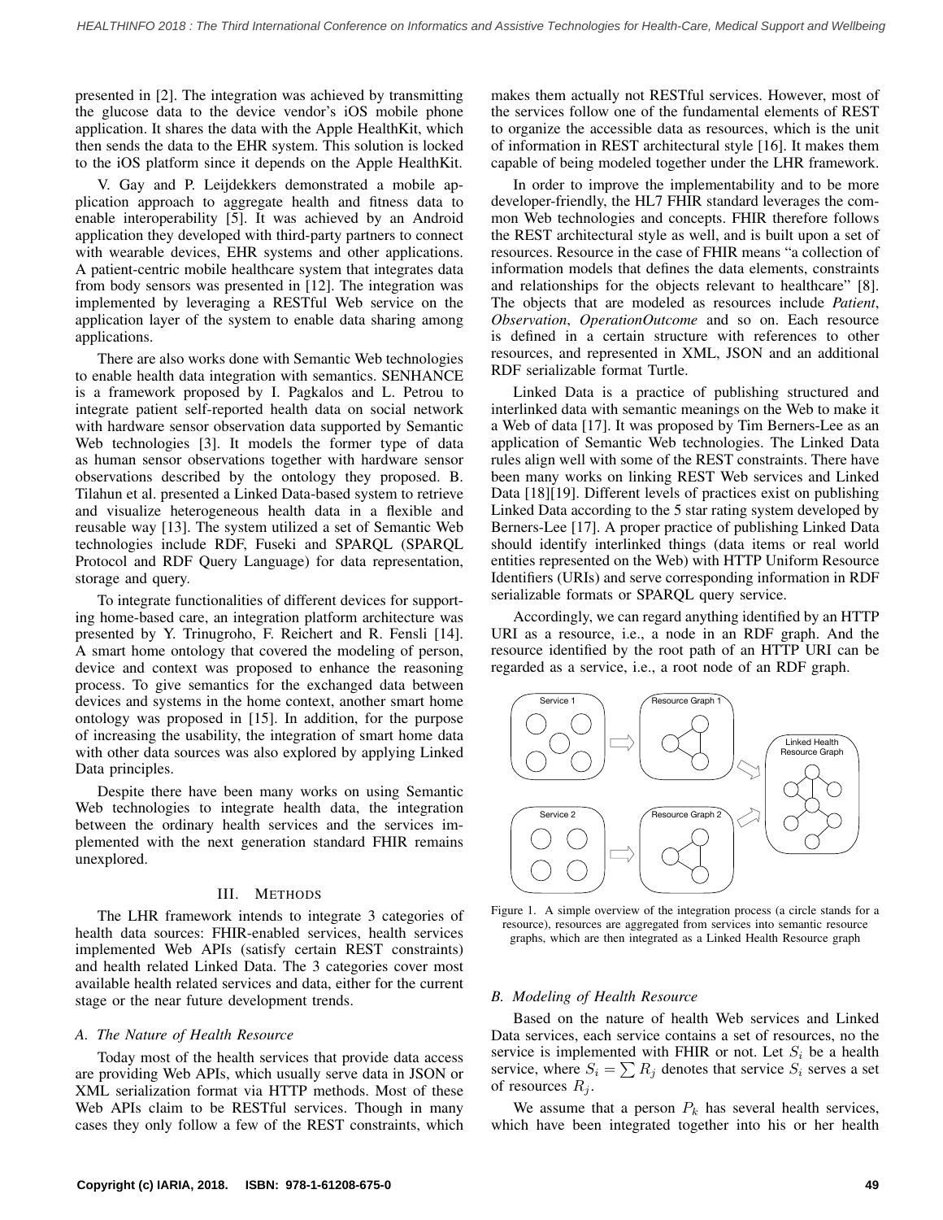presented in [2]. The integration was achieved by transmitting the glucose data to the device vendor's iOS mobile phone application. It shares the data with the Apple HealthKit, which then sends the data to the EHR system. This solution is locked to the iOS platform since it depends on the Apple HealthKit.

V. Gay and P. Leijdekkers demonstrated a mobile application approach to aggregate health and fitness data to enable interoperability [5]. It was achieved by an Android application they developed with third-party partners to connect with wearable devices, EHR systems and other applications. A patient-centric mobile healthcare system that integrates data from body sensors was presented in [12]. The integration was implemented by leveraging a RESTful Web service on the application layer of the system to enable data sharing among applications.

There are also works done with Semantic Web technologies to enable health data integration with semantics. SENHANCE is a framework proposed by I. Pagkalos and L. Petrou to integrate patient self-reported health data on social network with hardware sensor observation data supported by Semantic Web technologies [3]. It models the former type of data as human sensor observations together with hardware sensor observations described by the ontology they proposed. B. Tilahun et al. presented a Linked Data-based system to retrieve and visualize heterogeneous health data in a flexible and reusable way [13]. The system utilized a set of Semantic Web technologies include RDF, Fuseki and SPARQL (SPARQL Protocol and RDF Query Language) for data representation, storage and query.

To integrate functionalities of different devices for supporting home-based care, an integration platform architecture was presented by Y. Trinugroho, F. Reichert and R. Fensli [14]. A smart home ontology that covered the modeling of person, device and context was proposed to enhance the reasoning process. To give semantics for the exchanged data between devices and systems in the home context, another smart home ontology was proposed in [15]. In addition, for the purpose of increasing the usability, the integration of smart home data with other data sources was also explored by applying Linked Data principles.

Despite there have been many works on using Semantic Web technologies to integrate health data, the integration between the ordinary health services and the services implemented with the next generation standard FHIR remains unexplored.

## III. Methods

The LHR framework intends to integrate 3 categories of health data sources: FHIR-enabled services, health services implemented Web APIs (satisfy certain REST constraints) and health related Linked Data. The 3 categories cover most available health related services and data, either for the current stage or the near future development trends.

### A. The Nature of Health Resource

Today most of the health services that provide data access are providing Web APIs, which usually serve data in JSON or XML serialization format via HTTP methods. Most of these Web APIs claim to be RESTful services. Though in many cases they only follow a few of the REST constraints, which makes them actually not RESTful services. However, most of the services follow one of the fundamental elements of REST to organize the accessible data as resources, which is the unit of information in REST architectural style [16]. It makes them capable of being modeled together under the LHR framework.

In order to improve the implementability and to be more developer-friendly, the HL7 FHIR standard leverages the common Web technologies and concepts. FHIR therefore follows the REST architectural style as well, and is built upon a set of resources. Resource in the case of FHIR means "a collection of information models that defines the data elements, constraints and relationships for the objects relevant to healthcare" [8]. The objects that are modeled as resources include *Patient*, *Observation*, *OperationOutcome* and so on. Each resource is defined in a certain structure with references to other resources, and represented in XML, JSON and an additional RDF serializable format Turtle.

Linked Data is a practice of publishing structured and interlinked data with semantic meanings on the Web to make it a Web of data [17]. It was proposed by Tim Berners-Lee as an application of Semantic Web technologies. The Linked Data rules align well with some of the REST constraints. There have been many works on linking REST Web services and Linked Data [18][19]. Different levels of practices exist on publishing Linked Data according to the 5 star rating system developed by Berners-Lee [17]. A proper practice of publishing Linked Data should identify interlinked things (data items or real world entities represented on the Web) with HTTP Uniform Resource Identifiers (URIs) and serve corresponding information in RDF serializable formats or SPARQL query service.

Accordingly, we can regard anything identified by an HTTP URI as a resource, i.e., a node in an RDF graph. And the resource identified by the root path of an HTTP URI can be regarded as a service, i.e., a root node of an RDF graph.

Figure 1. A simple overview of the integration process (a circle stands for a resource), resources are aggregated from services into semantic resource graphs, which are then integrated as a Linked Health Resource graph

### B. Modeling of Health Resource

Based on the nature of health Web services and Linked Data services, each service contains a set of resources, no the service is implemented with FHIR or not. Let $S_i$ be a health service, where $S_i = \sum R_j$ denotes that service $S_i$ serves a set of resources $R_j$.

We assume that a person $P_k$ has several health services, which have been integrated together into his or her health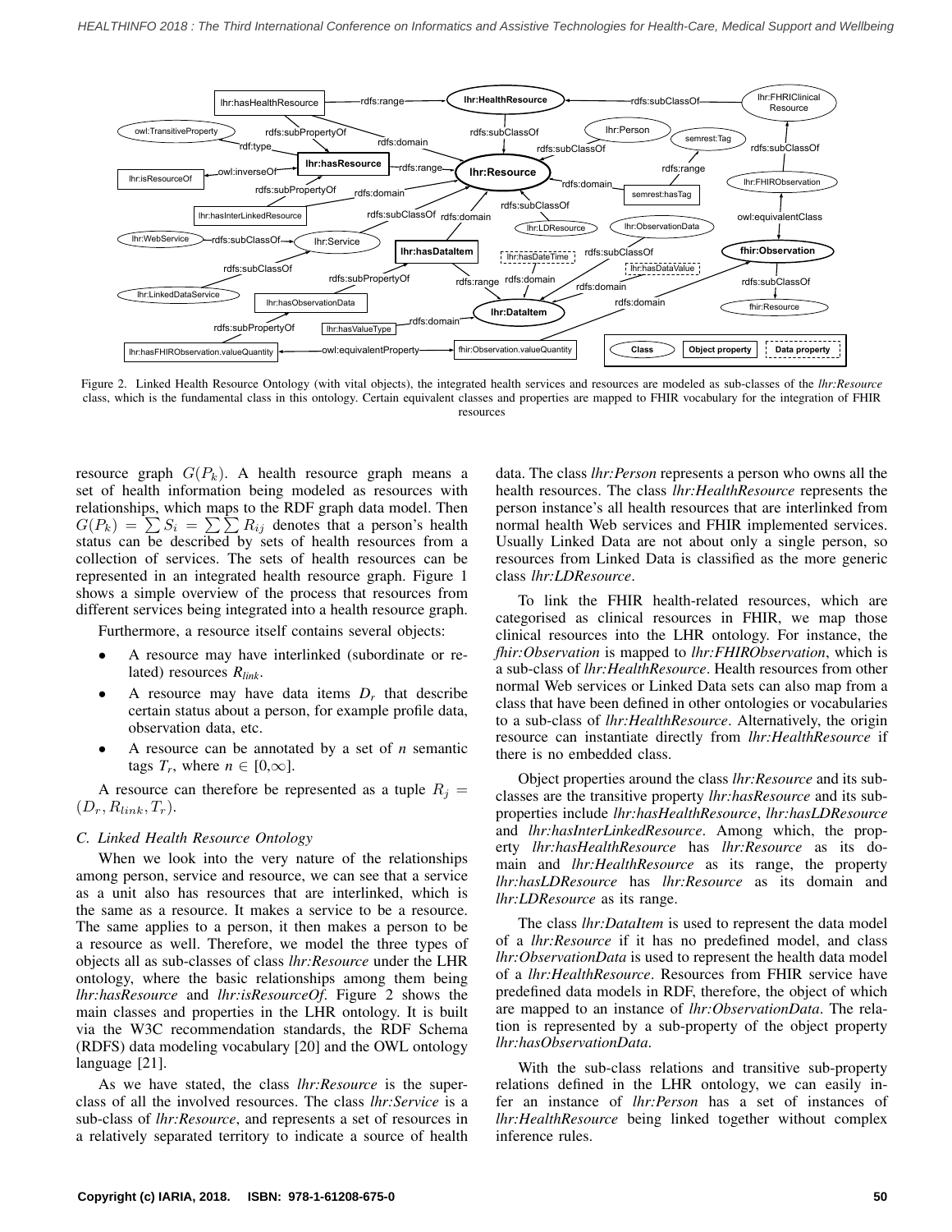Figure 2. Linked Health Resource Ontology (with vital objects), the integrated health services and resources are modeled as sub-classes of the *lhr:Resource* class, which is the fundamental class in this ontology. Certain equivalent classes and properties are mapped to FHIR vocabulary for the integration of FHIR resources

resource graph $G(P_k)$. A health resource graph means a set of health information being modeled as resources with relationships, which maps to the RDF graph data model. Then $G(P_k) = \sum S_i = \sum \sum R_{ij}$ denotes that a person's health status can be described by sets of health resources from a collection of services. The sets of health resources can be represented in an integrated health resource graph. Figure 1 shows a simple overview of the process that resources from different services being integrated into a health resource graph.

Furthermore, a resource itself contains several objects:

- A resource may have interlinked (subordinate or related) resources $R_{link}$.
- A resource may have data items $D_r$ that describe certain status about a person, for example profile data, observation data, etc.
- A resource can be annotated by a set of $n$ semantic tags $T_r$, where $n \in [0,\infty]$.

A resource can therefore be represented as a tuple $R_j = (D_r, R_{link}, T_r)$.

### C. Linked Health Resource Ontology

When we look into the very nature of the relationships among person, service and resource, we can see that a service as a unit also has resources that are interlinked, which is the same as a resource. It makes a service to be a resource. The same applies to a person, it then makes a person to be a resource as well. Therefore, we model the three types of objects all as sub-classes of class *lhr:Resource* under the LHR ontology, where the basic relationships among them being *lhr:hasResource* and *lhr:isResourceOf*. Figure 2 shows the main classes and properties in the LHR ontology. It is built via the W3C recommendation standards, the RDF Schema (RDFS) data modeling vocabulary [20] and the OWL ontology language [21].

As we have stated, the class *lhr:Resource* is the super-class of all the involved resources. The class *lhr:Service* is a sub-class of *lhr:Resource*, and represents a set of resources in a relatively separated territory to indicate a source of health data. The class *lhr:Person* represents a person who owns all the health resources. The class *lhr:HealthResource* represents the person instance's all health resources that are interlinked from normal health Web services and FHIR implemented services. Usually Linked Data are not about only a single person, so resources from Linked Data is classified as the more generic class *lhr:LDResource*.

To link the FHIR health-related resources, which are categorised as clinical resources in FHIR, we map those clinical resources into the LHR ontology. For instance, the *fhir:Observation* is mapped to *lhr:FHIRObservation*, which is a sub-class of *lhr:HealthResource*. Health resources from other normal Web services or Linked Data sets can also map from a class that have been defined in other ontologies or vocabularies to a sub-class of *lhr:HealthResource*. Alternatively, the origin resource can instantiate directly from *lhr:HealthResource* if there is no embedded class.

Object properties around the class *lhr:Resource* and its sub-classes are the transitive property *lhr:hasResource* and its sub-properties include *lhr:hasHealthResource*, *lhr:hasLDResource* and *lhr:hasInterLinkedResource*. Among which, the property *lhr:hasHealthResource* has *lhr:Resource* as its domain and *lhr:HealthResource* as its range, the property *lhr:hasLDResource* has *lhr:Resource* as its domain and *lhr:LDResource* as its range.

The class *lhr:DataItem* is used to represent the data model of a *lhr:Resource* if it has no predefined model, and class *lhr:ObservationData* is used to represent the health data model of a *lhr:HealthResource*. Resources from FHIR service have predefined data models in RDF, therefore, the object of which are mapped to an instance of *lhr:ObservationData*. The relation is represented by a sub-property of the object property *lhr:hasObservationData*.

With the sub-class relations and transitive sub-property relations defined in the LHR ontology, we can easily infer an instance of *lhr:Person* has a set of instances of *lhr:HealthResource* being linked together without complex inference rules.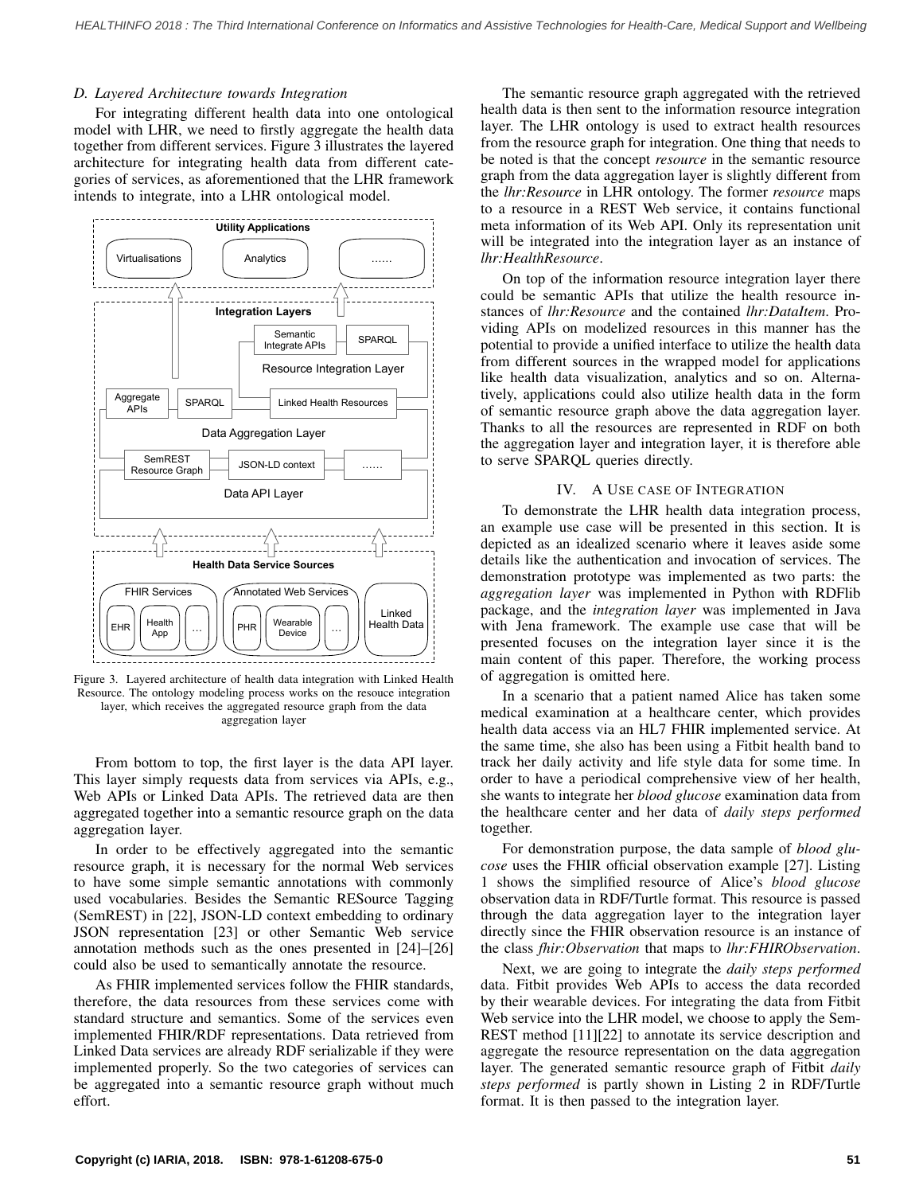### D. Layered Architecture towards Integration

For integrating different health data into one ontological model with LHR, we need to firstly aggregate the health data together from different services. Figure 3 illustrates the layered architecture for integrating health data from different categories of services, as aforementioned that the LHR framework intends to integrate, into a LHR ontological model.

Figure 3. Layered architecture of health data integration with Linked Health Resource. The ontology modeling process works on the resouce integration layer, which receives the aggregated resource graph from the data aggregation layer

From bottom to top, the first layer is the data API layer. This layer simply requests data from services via APIs, e.g., Web APIs or Linked Data APIs. The retrieved data are then aggregated together into a semantic resource graph on the data aggregation layer.

In order to be effectively aggregated into the semantic resource graph, it is necessary for the normal Web services to have some simple semantic annotations with commonly used vocabularies. Besides the Semantic RESource Tagging (SemREST) in [22], JSON-LD context embedding to ordinary JSON representation [23] or other Semantic Web service annotation methods such as the ones presented in [24]–[26] could also be used to semantically annotate the resource.

As FHIR implemented services follow the FHIR standards, therefore, the data resources from these services come with standard structure and semantics. Some of the services even implemented FHIR/RDF representations. Data retrieved from Linked Data services are already RDF serializable if they were implemented properly. So the two categories of services can be aggregated into a semantic resource graph without much effort.

The semantic resource graph aggregated with the retrieved health data is then sent to the information resource integration layer. The LHR ontology is used to extract health resources from the resource graph for integration. One thing that needs to be noted is that the concept *resource* in the semantic resource graph from the data aggregation layer is slightly different from the *lhr:Resource* in LHR ontology. The former *resource* maps to a resource in a REST Web service, it contains functional meta information of its Web API. Only its representation unit will be integrated into the integration layer as an instance of *lhr:HealthResource*.

On top of the information resource integration layer there could be semantic APIs that utilize the health resource instances of *lhr:Resource* and the contained *lhr:DataItem*. Providing APIs on modelized resources in this manner has the potential to provide a unified interface to utilize the health data from different sources in the wrapped model for applications like health data visualization, analytics and so on. Alternatively, applications could also utilize health data in the form of semantic resource graph above the data aggregation layer. Thanks to all the resources are represented in RDF on both the aggregation layer and integration layer, it is therefore able to serve SPARQL queries directly.

## IV. A Use Case of Integration

To demonstrate the LHR health data integration process, an example use case will be presented in this section. It is depicted as an idealized scenario where it leaves aside some details like the authentication and invocation of services. The demonstration prototype was implemented as two parts: the *aggregation layer* was implemented in Python with RDFlib package, and the *integration layer* was implemented in Java with Jena framework. The example use case that will be presented focuses on the integration layer since it is the main content of this paper. Therefore, the working process of aggregation is omitted here.

In a scenario that a patient named Alice has taken some medical examination at a healthcare center, which provides health data access via an HL7 FHIR implemented service. At the same time, she also has been using a Fitbit health band to track her daily activity and life style data for some time. In order to have a periodical comprehensive view of her health, she wants to integrate her *blood glucose* examination data from the healthcare center and her data of *daily steps performed* together.

For demonstration purpose, the data sample of *blood glucose* uses the FHIR official observation example [27]. Listing 1 shows the simplified resource of Alice's *blood glucose* observation data in RDF/Turtle format. This resource is passed through the data aggregation layer to the integration layer directly since the FHIR observation resource is an instance of the class *fhir:Observation* that maps to *lhr:FHIRObservation*.

Next, we are going to integrate the *daily steps performed* data. Fitbit provides Web APIs to access the data recorded by their wearable devices. For integrating the data from Fitbit Web service into the LHR model, we choose to apply the SemREST method [11][22] to annotate its service description and aggregate the resource representation on the data aggregation layer. The generated semantic resource graph of Fitbit *daily steps performed* is partly shown in Listing 2 in RDF/Turtle format. It is then passed to the integration layer.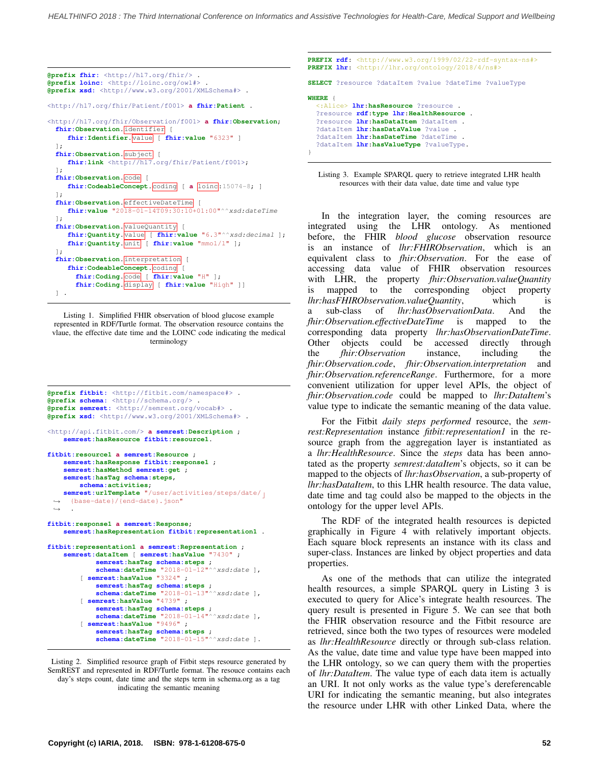```
@prefix fhir: <http://hl7.org/fhir/> .
@prefix loinc: <http://loinc.org/owl#> .
@prefix xsd: <http://www.w3.org/2001/XMLSchema#> .

<http://hl7.org/fhir/Patient/f001> a fhir:Patient .

<http://hl7.org/fhir/Observation/f001> a fhir:Observation;
  fhir:Observation.identifier [
     fhir:Identifier.value [ fhir:value "6323" ]
  ];
  fhir:Observation.subject [
     fhir:link <http://hl7.org/fhir/Patient/f001>;
  ];
  fhir:Observation.code [
     fhir:CodeableConcept.coding [ a loinc:15074-8; ]
  ];
  fhir:Observation.effectiveDateTime [
     fhir:value "2018-01-14T09:30:10+01:00"^^xsd:dateTime
  ];
  fhir:Observation.valueQuantity [
     fhir:Quantity.value [ fhir:value "6.3"^^xsd:decimal ];
     fhir:Quantity.unit [ fhir:value "mmol/l" ];
  ];
  fhir:Observation.interpretation [
     fhir:CodeableConcept.coding [
       fhir:Coding.code [ fhir:value "H" ];
       fhir:Coding.display [ fhir:value "High" ]]
  ] .
```

Listing 1. Simplified FHIR observation of blood glucose example represented in RDF/Turtle format. The observation resource contains the vlaue, the effective date time and the LOINC code indicating the medical terminology

```
@prefix fitbit: <http://fitbit.com/namespace#> .
@prefix schema: <http://schema.org/> .
@prefix semrest: <http://semrest.org/vocab#> .
@prefix xsd: <http://www.w3.org/2001/XMLSchema#> .

<http://api.fitbit.com/> a semrest:Description ;
    semrest:hasResource fitbit:resource1.

fitbit:resource1 a semrest:Resource ;
    semrest:hasResponse fitbit:response1 ;
    semrest:hasMethod semrest:get ;
    semrest:hasTag schema:steps,
        schema:activities;
    semrest:urlTemplate "/user/activities/steps/date/
    {base-date}/{end-date}.json"
    .

fitbit:response1 a semrest:Response;
    semrest:hasRepresentation fitbit:representation1 .

fitbit:representation1 a semrest:Representation ;
    semrest:dataItem [ semrest:hasValue "7430" ;
            semrest:hasTag schema:steps ;
            schema:dateTime "2018-01-12"^^xsd:date ],
        [ semrest:hasValue "3324" ;
            semrest:hasTag schema:steps ;
            schema:dateTime "2018-01-13"^^xsd:date ],
        [ semrest:hasValue "4739" ;
            semrest:hasTag schema:steps ;
            schema:dateTime "2018-01-14"^^xsd:date ],
        [ semrest:hasValue "9496" ;
            semrest:hasTag schema:steps ;
            schema:dateTime "2018-01-15"^^xsd:date ].
```

Listing 2. Simplified resource graph of Fitbit steps resource generated by SemREST and represented in RDF/Turtle format. The resouce contains each day's steps count, date time and the steps term in schema.org as a tag indicating the semantic meaning

```
PREFIX rdf: <http://www.w3.org/1999/02/22-rdf-syntax-ns#>
PREFIX lhr: <http://lhr.org/ontology/2018/4/ns#>

SELECT ?resource ?dataItem ?value ?dateTime ?valueType

WHERE {
  <:Alice> lhr:hasResource ?resource .
  ?resource rdf:type lhr:HealthResource .
  ?resource lhr:hasDataItem ?dataItem .
  ?dataItem lhr:hasDataValue ?value .
  ?dataItem lhr:hasDateTime ?dateTime .
  ?dataItem lhr:hasValueType ?valueType.
}
```

Listing 3. Example SPARQL query to retrieve integrated LHR health resources with their data value, date time and value type

In the integration layer, the coming resources are integrated using the LHR ontology. As mentioned before, the FHIR *blood glucose* observation resource is an instance of *lhr:FHIRObservation*, which is an equivalent class to *fhir:Observation*. For the ease of accessing data value of FHIR observation resources with LHR, the property *fhir:Observation.valueQuantity* is mapped to the corresponding object property *lhr:hasFHIRObservation.valueQuantity*, which is a sub-class of *lhr:hasObservationData*. And the *fhir:Observation.effectiveDateTime* is mapped to the corresponding data property *lhr:hasObservationDateTime*. Other objects could be accessed directly through the *fhir:Observation* instance, including the *fhir:Observation.code*, *fhir:Observation.interpretation* and *fhir:Observation.referenceRange*. Furthermore, for a more convenient utilization for upper level APIs, the object of *fhir:Observation.code* could be mapped to *lhr:DataItem*'s value type to indicate the semantic meaning of the data value.

For the Fitbit *daily steps performed* resource, the *semrest:Representation* instance *fitbit:representation1* in the resource graph from the aggregation layer is instantiated as a *lhr:HealthResource*. Since the *steps* data has been annotated as the property *semrest:dataItem*'s objects, so it can be mapped to the objects of *lhr:hasObservation*, a sub-property of *lhr:hasDataItem*, to this LHR health resource. The data value, date time and tag could also be mapped to the objects in the ontology for the upper level APIs.

The RDF of the integrated health resources is depicted graphically in Figure 4 with relatively important objects. Each square block represents an instance with its class and super-class. Instances are linked by object properties and data properties.

As one of the methods that can utilize the integrated health resources, a simple SPARQL query in Listing 3 is executed to query for Alice's integrate health resources. The query result is presented in Figure 5. We can see that both the FHIR observation resource and the Fitbit resource are retrieved, since both the two types of resources were modeled as *lhr:HealthResource* directly or through sub-class relation. As the value, date time and value type have been mapped into the LHR ontology, so we can query them with the properties of *lhr:DataItem*. The value type of each data item is actually an URI. It not only works as the value type's dereferencable URI for indicating the semantic meaning, but also integrates the resource under LHR with other Linked Data, where the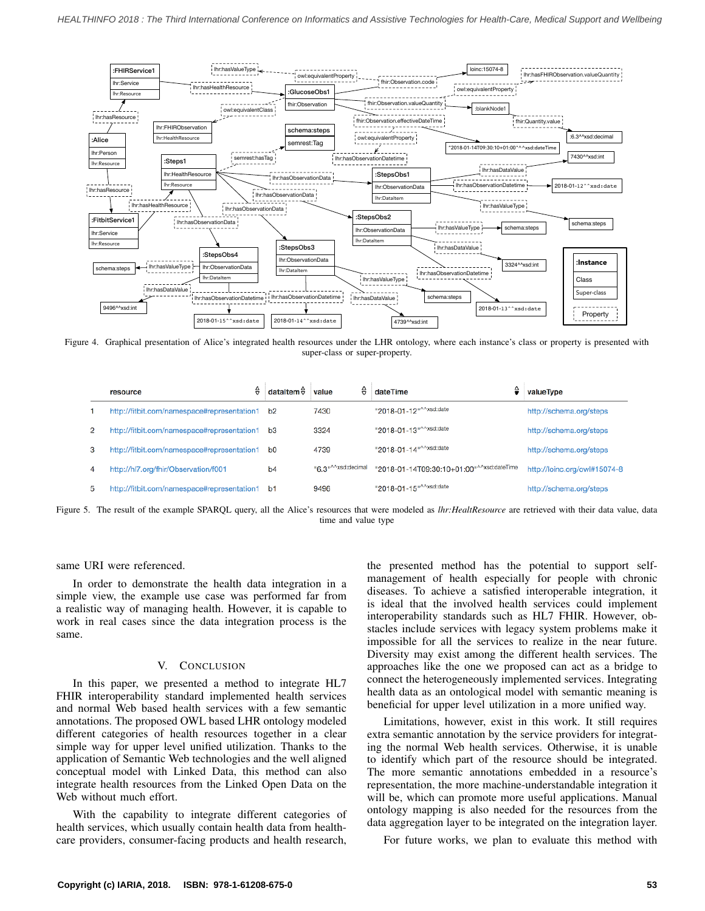Figure 4. Graphical presentation of Alice's integrated health resources under the LHR ontology, where each instance's class or property is presented with super-class or super-property.

| | resource | dataItem | value | dateTime | valueType |
|---|---|---|---|---|---|
| 1 | http://fitbit.com/namespace#representation1 | b2 | 7430 | "2018-01-12"^^xsd:date | http://schema.org/steps |
| 2 | http://fitbit.com/namespace#representation1 | b3 | 3324 | "2018-01-13"^^xsd:date | http://schema.org/steps |
| 3 | http://fitbit.com/namespace#representation1 | b0 | 4739 | "2018-01-14"^^xsd:date | http://schema.org/steps |
| 4 | http://hl7.org/fhir/Observation/f001 | b4 | "6.3"^^xsd:decimal | "2018-01-14T09:30:10+01:00"^^xsd:dateTime | http://loinc.org/owl#15074-8 |
| 5 | http://fitbit.com/namespace#representation1 | b1 | 9496 | "2018-01-15"^^xsd:date | http://schema.org/steps |

Figure 5. The result of the example SPARQL query, all the Alice's resources that were modeled as *lhr:HealtResource* are retrieved with their data value, data time and value type

same URI were referenced.

In order to demonstrate the health data integration in a simple view, the example use case was performed far from a realistic way of managing health. However, it is capable to work in real cases since the data integration process is the same.

## V. Conclusion

In this paper, we presented a method to integrate HL7 FHIR interoperability standard implemented health services and normal Web based health services with a few semantic annotations. The proposed OWL based LHR ontology modeled different categories of health resources together in a clear simple way for upper level unified utilization. Thanks to the application of Semantic Web technologies and the well aligned conceptual model with Linked Data, this method can also integrate health resources from the Linked Open Data on the Web without much effort.

With the capability to integrate different categories of health services, which usually contain health data from healthcare providers, consumer-facing products and health research, the presented method has the potential to support self-management of health especially for people with chronic diseases. To achieve a satisfied interoperable integration, it is ideal that the involved health services could implement interoperability standards such as HL7 FHIR. However, obstacles include services with legacy system problems make it impossible for all the services to realize in the near future. Diversity may exist among the different health services. The approaches like the one we proposed can act as a bridge to connect the heterogeneously implemented services. Integrating health data as an ontological model with semantic meaning is beneficial for upper level utilization in a more unified way.

Limitations, however, exist in this work. It still requires extra semantic annotation by the service providers for integrating the normal Web health services. Otherwise, it is unable to identify which part of the resource should be integrated. The more semantic annotations embedded in a resource's representation, the more machine-understandable integration it will be, which can promote more useful applications. Manual ontology mapping is also needed for the resources from the data aggregation layer to be integrated on the integration layer.

For future works, we plan to evaluate this method with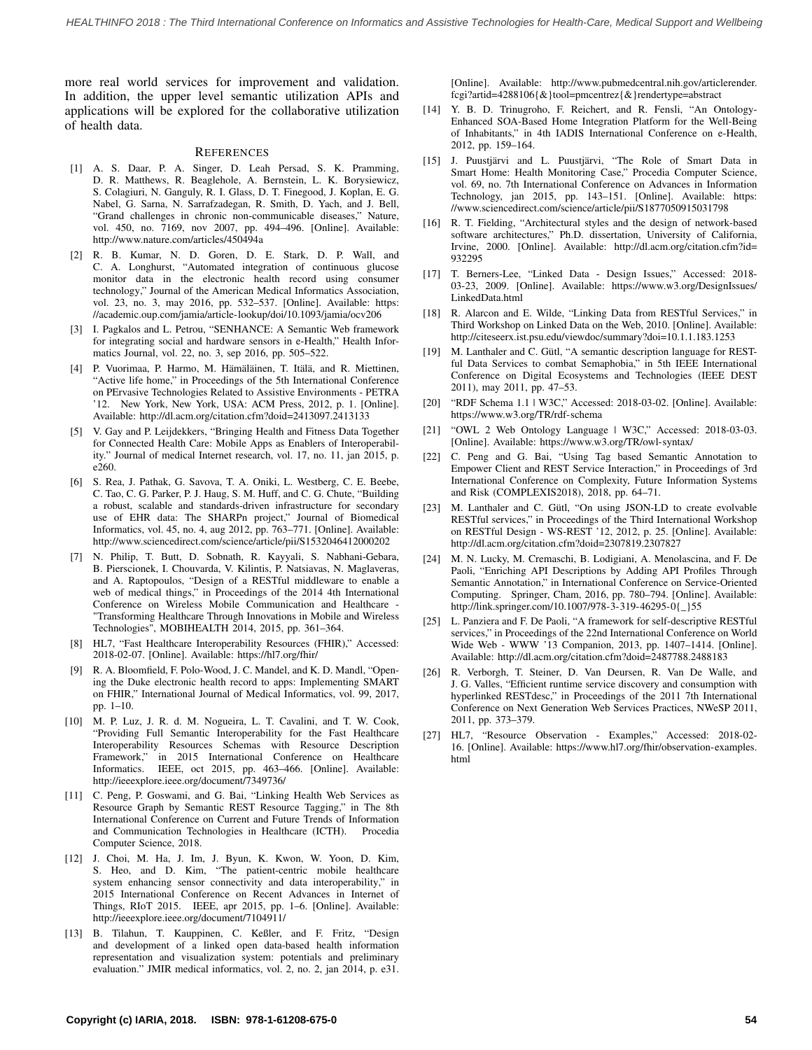more real world services for improvement and validation. In addition, the upper level semantic utilization APIs and applications will be explored for the collaborative utilization of health data.

## REFERENCES

[1] A. S. Daar, P. A. Singer, D. Leah Persad, S. K. Pramming, D. R. Matthews, R. Beaglehole, A. Bernstein, L. K. Borysiewicz, S. Colagiuri, N. Ganguly, R. I. Glass, D. T. Finegood, J. Koplan, E. G. Nabel, G. Sarna, N. Sarrafzadegan, R. Smith, D. Yach, and J. Bell, "Grand challenges in chronic non-communicable diseases," Nature, vol. 450, no. 7169, nov 2007, pp. 494–496. [Online]. Available: http://www.nature.com/articles/450494a

[2] R. B. Kumar, N. D. Goren, D. E. Stark, D. P. Wall, and C. A. Longhurst, "Automated integration of continuous glucose monitor data in the electronic health record using consumer technology," Journal of the American Medical Informatics Association, vol. 23, no. 3, may 2016, pp. 532–537. [Online]. Available: https://academic.oup.com/jamia/article-lookup/doi/10.1093/jamia/ocv206

[3] I. Pagkalos and L. Petrou, "SENHANCE: A Semantic Web framework for integrating social and hardware sensors in e-Health," Health Informatics Journal, vol. 22, no. 3, sep 2016, pp. 505–522.

[4] P. Vuorimaa, P. Harmo, M. Hämäläinen, T. Itälä, and R. Miettinen, "Active life home," in Proceedings of the 5th International Conference on PErvasive Technologies Related to Assistive Environments - PETRA '12. New York, New York, USA: ACM Press, 2012, p. 1. [Online]. Available: http://dl.acm.org/citation.cfm?doid=2413097.2413133

[5] V. Gay and P. Leijdekkers, "Bringing Health and Fitness Data Together for Connected Health Care: Mobile Apps as Enablers of Interoperability." Journal of medical Internet research, vol. 17, no. 11, jan 2015, p. e260.

[6] S. Rea, J. Pathak, G. Savova, T. A. Oniki, L. Westberg, C. E. Beebe, C. Tao, C. G. Parker, P. J. Haug, S. M. Huff, and C. G. Chute, "Building a robust, scalable and standards-driven infrastructure for secondary use of EHR data: The SHARPn project," Journal of Biomedical Informatics, vol. 45, no. 4, aug 2012, pp. 763–771. [Online]. Available: http://www.sciencedirect.com/science/article/pii/S1532046412000202

[7] N. Philip, T. Butt, D. Sobnath, R. Kayyali, S. Nabhani-Gebara, B. Pierscionek, I. Chouvarda, V. Kilintis, P. Natsiavas, N. Maglaveras, and A. Raptopoulos, "Design of a RESTful middleware to enable a web of medical things," in Proceedings of the 2014 4th International Conference on Wireless Mobile Communication and Healthcare - "Transforming Healthcare Through Innovations in Mobile and Wireless Technologies", MOBIHEALTH 2014, 2015, pp. 361–364.

[8] HL7, "Fast Healthcare Interoperability Resources (FHIR)," Accessed: 2018-02-07. [Online]. Available: https://hl7.org/fhir/

[9] R. A. Bloomfield, F. Polo-Wood, J. C. Mandel, and K. D. Mandl, "Opening the Duke electronic health record to apps: Implementing SMART on FHIR," International Journal of Medical Informatics, vol. 99, 2017, pp. 1–10.

[10] M. P. Luz, J. R. d. M. Nogueira, L. T. Cavalini, and T. W. Cook, "Providing Full Semantic Interoperability for the Fast Healthcare Interoperability Resources Schemas with Resource Description Framework," in 2015 International Conference on Healthcare Informatics. IEEE, oct 2015, pp. 463–466. [Online]. Available: http://ieeexplore.ieee.org/document/7349736/

[11] C. Peng, P. Goswami, and G. Bai, "Linking Health Web Services as Resource Graph by Semantic REST Resource Tagging," in The 8th International Conference on Current and Future Trends of Information and Communication Technologies in Healthcare (ICTH). Procedia Computer Science, 2018.

[12] J. Choi, M. Ha, J. Im, J. Byun, K. Kwon, W. Yoon, D. Kim, S. Heo, and D. Kim, "The patient-centric mobile healthcare system enhancing sensor connectivity and data interoperability," in 2015 International Conference on Recent Advances in Internet of Things, RIoT 2015. IEEE, apr 2015, pp. 1–6. [Online]. Available: http://ieeexplore.ieee.org/document/7104911/

[13] B. Tilahun, T. Kauppinen, C. Keßler, and F. Fritz, "Design and development of a linked open data-based health information representation and visualization system: potentials and preliminary evaluation." JMIR medical informatics, vol. 2, no. 2, jan 2014, p. e31. [Online]. Available: http://www.pubmedcentral.nih.gov/articlerender.fcgi?artid=4288106{&}tool=pmcentrez{&}rendertype=abstract

[14] Y. B. D. Trinugroho, F. Reichert, and R. Fensli, "An Ontology-Enhanced SOA-Based Home Integration Platform for the Well-Being of Inhabitants," in 4th IADIS International Conference on e-Health, 2012, pp. 159–164.

[15] J. Puustjärvi and L. Puustjärvi, "The Role of Smart Data in Smart Home: Health Monitoring Case," Procedia Computer Science, vol. 69, no. 7th International Conference on Advances in Information Technology, jan 2015, pp. 143–151. [Online]. Available: https://www.sciencedirect.com/science/article/pii/S1877050915031798

[16] R. T. Fielding, "Architectural styles and the design of network-based software architectures," Ph.D. dissertation, University of California, Irvine, 2000. [Online]. Available: http://dl.acm.org/citation.cfm?id=932295

[17] T. Berners-Lee, "Linked Data - Design Issues," Accessed: 2018-03-23, 2009. [Online]. Available: https://www.w3.org/DesignIssues/LinkedData.html

[18] R. Alarcon and E. Wilde, "Linking Data from RESTful Services," in Third Workshop on Linked Data on the Web, 2010. [Online]. Available: http://citeseerx.ist.psu.edu/viewdoc/summary?doi=10.1.1.183.1253

[19] M. Lanthaler and C. Gütl, "A semantic description language for RESTful Data Services to combat Semaphobia," in 5th IEEE International Conference on Digital Ecosystems and Technologies (IEEE DEST 2011), may 2011, pp. 47–53.

[20] "RDF Schema 1.1 | W3C," Accessed: 2018-03-02. [Online]. Available: https://www.w3.org/TR/rdf-schema

[21] "OWL 2 Web Ontology Language | W3C," Accessed: 2018-03-03. [Online]. Available: https://www.w3.org/TR/owl-syntax/

[22] C. Peng and G. Bai, "Using Tag based Semantic Annotation to Empower Client and REST Service Interaction," in Proceedings of 3rd International Conference on Complexity, Future Information Systems and Risk (COMPLEXIS2018), 2018, pp. 64–71.

[23] M. Lanthaler and C. Gütl, "On using JSON-LD to create evolvable RESTful services," in Proceedings of the Third International Workshop on RESTful Design - WS-REST '12, 2012, p. 25. [Online]. Available: http://dl.acm.org/citation.cfm?doid=2307819.2307827

[24] M. N. Lucky, M. Cremaschi, B. Lodigiani, A. Menolascina, and F. De Paoli, "Enriching API Descriptions by Adding API Profiles Through Semantic Annotation," in International Conference on Service-Oriented Computing. Springer, Cham, 2016, pp. 780–794. [Online]. Available: http://link.springer.com/10.1007/978-3-319-46295-0{_}55

[25] L. Panziera and F. De Paoli, "A framework for self-descriptive RESTful services," in Proceedings of the 22nd International Conference on World Wide Web - WWW '13 Companion, 2013, pp. 1407–1414. [Online]. Available: http://dl.acm.org/citation.cfm?doid=2487788.2488183

[26] R. Verborgh, T. Steiner, D. Van Deursen, R. Van De Walle, and J. G. Valles, "Efficient runtime service discovery and consumption with hyperlinked RESTdesc," in Proceedings of the 2011 7th International Conference on Next Generation Web Services Practices, NWeSP 2011, 2011, pp. 373–379.

[27] HL7, "Resource Observation - Examples," Accessed: 2018-02-16. [Online]. Available: https://www.hl7.org/fhir/observation-examples.html